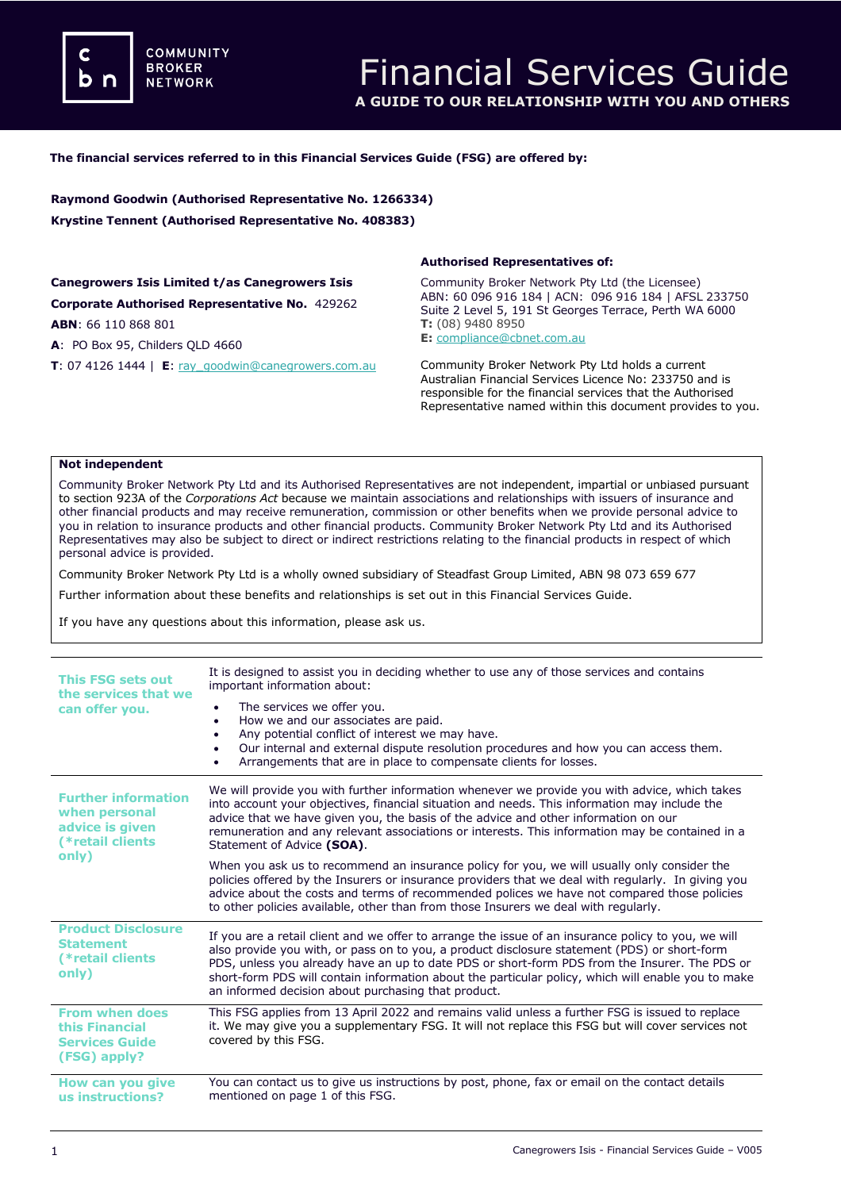# Financial Services Guide

**A GUIDE TO OUR RELATIONSHIP WITH YOU AND OTHERS**

**The financial services referred to in this Financial Services Guide (FSG) are offered by:**

**Raymond Goodwin (Authorised Representative No. 1266334)**
**Krystine Tennent (Authorised Representative No. 408383)**

**Canegrowers Isis Limited t/as Canegrowers Isis**
**Corporate Authorised Representative No.** 429262
**ABN**: 66 110 868 801
**A**: PO Box 95, Childers QLD 4660
**T**: 07 4126 1444 | **E**: ray_goodwin@canegrowers.com.au

**Authorised Representatives of:**

Community Broker Network Pty Ltd (the Licensee)
ABN: 60 096 916 184 | ACN: 096 916 184 | AFSL 233750
Suite 2 Level 5, 191 St Georges Terrace, Perth WA 6000
**T:** (08) 9480 8950
**E:** compliance@cbnet.com.au

Community Broker Network Pty Ltd holds a current Australian Financial Services Licence No: 233750 and is responsible for the financial services that the Authorised Representative named within this document provides to you.

**Not independent**

Community Broker Network Pty Ltd and its Authorised Representatives are not independent, impartial or unbiased pursuant to section 923A of the *Corporations Act* because we maintain associations and relationships with issuers of insurance and other financial products and may receive remuneration, commission or other benefits when we provide personal advice to you in relation to insurance products and other financial products. Community Broker Network Pty Ltd and its Authorised Representatives may also be subject to direct or indirect restrictions relating to the financial products in respect of which personal advice is provided.

Community Broker Network Pty Ltd is a wholly owned subsidiary of Steadfast Group Limited, ABN 98 073 659 677

Further information about these benefits and relationships is set out in this Financial Services Guide.

If you have any questions about this information, please ask us.

### This FSG sets out the services that we can offer you.

It is designed to assist you in deciding whether to use any of those services and contains important information about:

- The services we offer you.
- How we and our associates are paid.
- Any potential conflict of interest we may have.
- Our internal and external dispute resolution procedures and how you can access them.
- Arrangements that are in place to compensate clients for losses.

### Further information when personal advice is given (*retail clients only)

We will provide you with further information whenever we provide you with advice, which takes into account your objectives, financial situation and needs. This information may include the advice that we have given you, the basis of the advice and other information on our remuneration and any relevant associations or interests. This information may be contained in a Statement of Advice (**SOA)**.

When you ask us to recommend an insurance policy for you, we will usually only consider the policies offered by the Insurers or insurance providers that we deal with regularly. In giving you advice about the costs and terms of recommended polices we have not compared those policies to other policies available, other than from those Insurers we deal with regularly.

### Product Disclosure Statement (*retail clients only)

If you are a retail client and we offer to arrange the issue of an insurance policy to you, we will also provide you with, or pass on to you, a product disclosure statement (PDS) or short-form PDS, unless you already have an up to date PDS or short-form PDS from the Insurer. The PDS or short-form PDS will contain information about the particular policy, which will enable you to make an informed decision about purchasing that product.

### From when does this Financial Services Guide (FSG) apply?

This FSG applies from 13 April 2022 and remains valid unless a further FSG is issued to replace it. We may give you a supplementary FSG. It will not replace this FSG but will cover services not covered by this FSG.

### How can you give us instructions?

You can contact us to give us instructions by post, phone, fax or email on the contact details mentioned on page 1 of this FSG.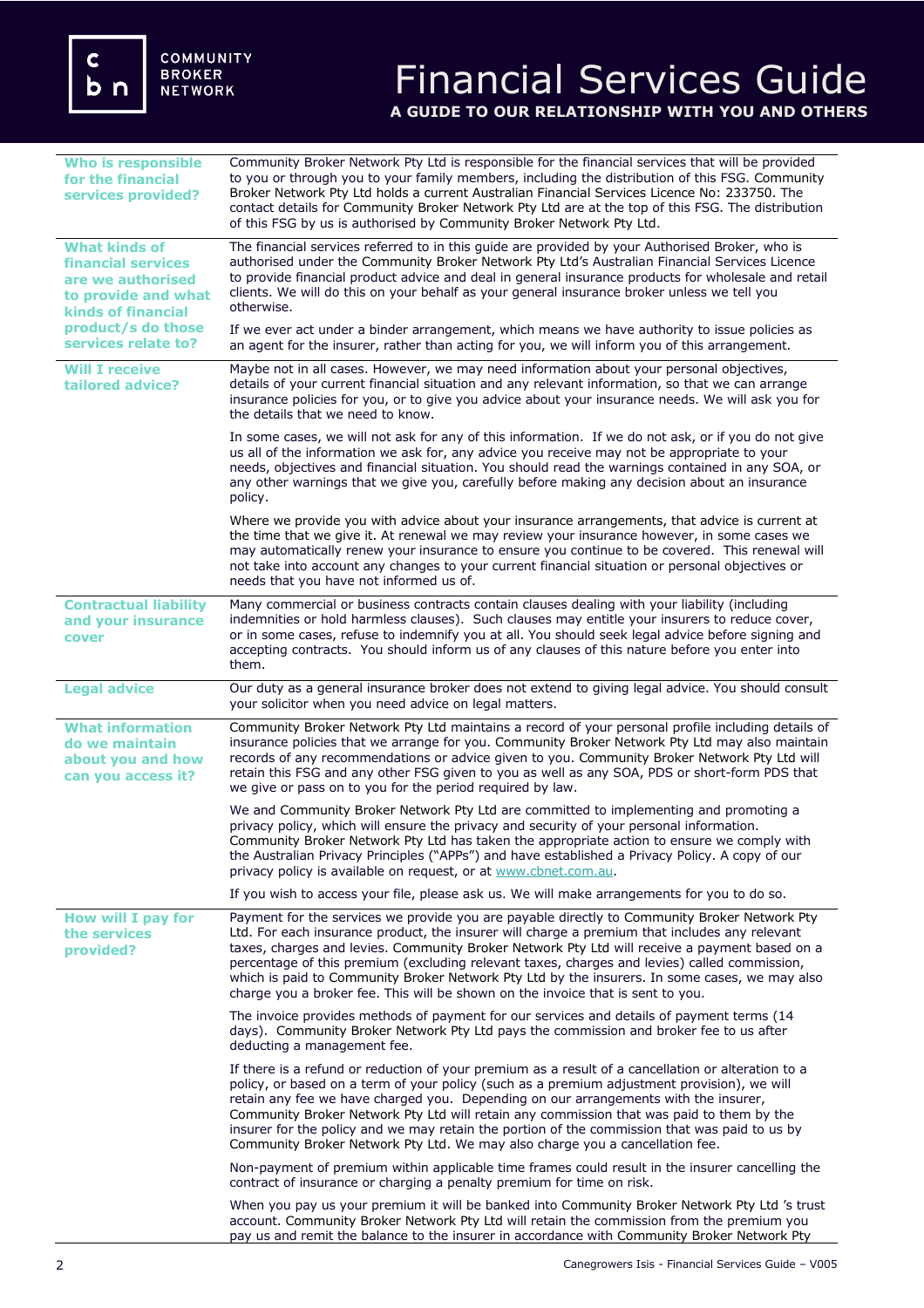# Financial Services Guide

**A GUIDE TO OUR RELATIONSHIP WITH YOU AND OTHERS**

COMMUNITY BROKER NETWORK

| | |
|---|---|
| **Who is responsible for the financial services provided?** | Community Broker Network Pty Ltd is responsible for the financial services that will be provided to you or through you to your family members, including the distribution of this FSG. Community Broker Network Pty Ltd holds a current Australian Financial Services Licence No: 233750. The contact details for Community Broker Network Pty Ltd are at the top of this FSG. The distribution of this FSG by us is authorised by Community Broker Network Pty Ltd. |
| **What kinds of financial services are we authorised to provide and what kinds of financial product/s do those services relate to?** | The financial services referred to in this guide are provided by your Authorised Broker, who is authorised under the Community Broker Network Pty Ltd's Australian Financial Services Licence to provide financial product advice and deal in general insurance products for wholesale and retail clients. We will do this on your behalf as your general insurance broker unless we tell you otherwise.<br><br>If we ever act under a binder arrangement, which means we have authority to issue policies as an agent for the insurer, rather than acting for you, we will inform you of this arrangement. |
| **Will I receive tailored advice?** | Maybe not in all cases. However, we may need information about your personal objectives, details of your current financial situation and any relevant information, so that we can arrange insurance policies for you, or to give you advice about your insurance needs. We will ask you for the details that we need to know.<br><br>In some cases, we will not ask for any of this information. If we do not ask, or if you do not give us all of the information we ask for, any advice you receive may not be appropriate to your needs, objectives and financial situation. You should read the warnings contained in any SOA, or any other warnings that we give you, carefully before making any decision about an insurance policy.<br><br>Where we provide you with advice about your insurance arrangements, that advice is current at the time that we give it. At renewal we may review your insurance however, in some cases we may automatically renew your insurance to ensure you continue to be covered. This renewal will not take into account any changes to your current financial situation or personal objectives or needs that you have not informed us of. |
| **Contractual liability and your insurance cover** | Many commercial or business contracts contain clauses dealing with your liability (including indemnities or hold harmless clauses). Such clauses may entitle your insurers to reduce cover, or in some cases, refuse to indemnify you at all. You should seek legal advice before signing and accepting contracts. You should inform us of any clauses of this nature before you enter into them. |
| **Legal advice** | Our duty as a general insurance broker does not extend to giving legal advice. You should consult your solicitor when you need advice on legal matters. |
| **What information do we maintain about you and how can you access it?** | Community Broker Network Pty Ltd maintains a record of your personal profile including details of insurance policies that we arrange for you. Community Broker Network Pty Ltd may also maintain records of any recommendations or advice given to you. Community Broker Network Pty Ltd will retain this FSG and any other FSG given to you as well as any SOA, PDS or short-form PDS that we give or pass on to you for the period required by law.<br><br>We and Community Broker Network Pty Ltd are committed to implementing and promoting a privacy policy, which will ensure the privacy and security of your personal information. Community Broker Network Pty Ltd has taken the appropriate action to ensure we comply with the Australian Privacy Principles ("APPs") and have established a Privacy Policy. A copy of our privacy policy is available on request, or at www.cbnet.com.au.<br><br>If you wish to access your file, please ask us. We will make arrangements for you to do so. |
| **How will I pay for the services provided?** | Payment for the services we provide you are payable directly to Community Broker Network Pty Ltd. For each insurance product, the insurer will charge a premium that includes any relevant taxes, charges and levies. Community Broker Network Pty Ltd will receive a payment based on a percentage of this premium (excluding relevant taxes, charges and levies) called commission, which is paid to Community Broker Network Pty Ltd by the insurers. In some cases, we may also charge you a broker fee. This will be shown on the invoice that is sent to you.<br><br>The invoice provides methods of payment for our services and details of payment terms (14 days). Community Broker Network Pty Ltd pays the commission and broker fee to us after deducting a management fee.<br><br>If there is a refund or reduction of your premium as a result of a cancellation or alteration to a policy, or based on a term of your policy (such as a premium adjustment provision), we will retain any fee we have charged you. Depending on our arrangements with the insurer, Community Broker Network Pty Ltd will retain any commission that was paid to them by the insurer for the policy and we may retain the portion of the commission that was paid to us by Community Broker Network Pty Ltd. We may also charge you a cancellation fee.<br><br>Non-payment of premium within applicable time frames could result in the insurer cancelling the contract of insurance or charging a penalty premium for time on risk.<br><br>When you pay us your premium it will be banked into Community Broker Network Pty Ltd 's trust account. Community Broker Network Pty Ltd will retain the commission from the premium you pay us and remit the balance to the insurer in accordance with Community Broker Network Pty |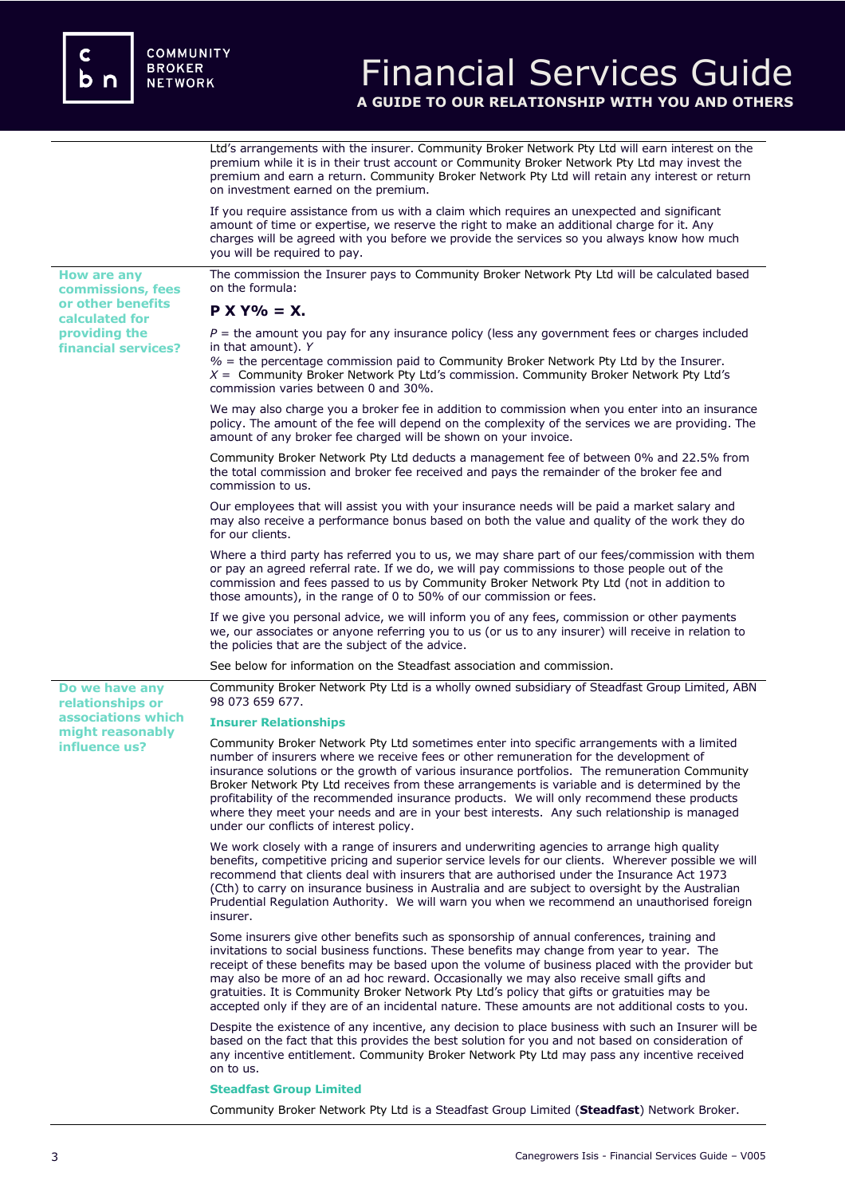Ltd's arrangements with the insurer. Community Broker Network Pty Ltd will earn interest on the premium while it is in their trust account or Community Broker Network Pty Ltd may invest the premium and earn a return. Community Broker Network Pty Ltd will retain any interest or return on investment earned on the premium.

If you require assistance from us with a claim which requires an unexpected and significant amount of time or expertise, we reserve the right to make an additional charge for it. Any charges will be agreed with you before we provide the services so you always know how much you will be required to pay.

## How are any commissions, fees or other benefits calculated for providing the financial services?

The commission the Insurer pays to Community Broker Network Pty Ltd will be calculated based on the formula:

**P X Y% = X.**

*P* = the amount you pay for any insurance policy (less any government fees or charges included in that amount). *Y*
*%* = the percentage commission paid to Community Broker Network Pty Ltd by the Insurer.
*X* = Community Broker Network Pty Ltd's commission. Community Broker Network Pty Ltd's commission varies between 0 and 30%.

We may also charge you a broker fee in addition to commission when you enter into an insurance policy. The amount of the fee will depend on the complexity of the services we are providing. The amount of any broker fee charged will be shown on your invoice.

Community Broker Network Pty Ltd deducts a management fee of between 0% and 22.5% from the total commission and broker fee received and pays the remainder of the broker fee and commission to us.

Our employees that will assist you with your insurance needs will be paid a market salary and may also receive a performance bonus based on both the value and quality of the work they do for our clients.

Where a third party has referred you to us, we may share part of our fees/commission with them or pay an agreed referral rate. If we do, we will pay commissions to those people out of the commission and fees passed to us by Community Broker Network Pty Ltd (not in addition to those amounts), in the range of 0 to 50% of our commission or fees.

If we give you personal advice, we will inform you of any fees, commission or other payments we, our associates or anyone referring you to us (or us to any insurer) will receive in relation to the policies that are the subject of the advice.

See below for information on the Steadfast association and commission.

## Do we have any relationships or associations which might reasonably influence us?

Community Broker Network Pty Ltd is a wholly owned subsidiary of Steadfast Group Limited, ABN 98 073 659 677.

### Insurer Relationships

Community Broker Network Pty Ltd sometimes enter into specific arrangements with a limited number of insurers where we receive fees or other remuneration for the development of insurance solutions or the growth of various insurance portfolios. The remuneration Community Broker Network Pty Ltd receives from these arrangements is variable and is determined by the profitability of the recommended insurance products. We will only recommend these products where they meet your needs and are in your best interests. Any such relationship is managed under our conflicts of interest policy.

We work closely with a range of insurers and underwriting agencies to arrange high quality benefits, competitive pricing and superior service levels for our clients. Wherever possible we will recommend that clients deal with insurers that are authorised under the Insurance Act 1973 (Cth) to carry on insurance business in Australia and are subject to oversight by the Australian Prudential Regulation Authority. We will warn you when we recommend an unauthorised foreign insurer.

Some insurers give other benefits such as sponsorship of annual conferences, training and invitations to social business functions. These benefits may change from year to year. The receipt of these benefits may be based upon the volume of business placed with the provider but may also be more of an ad hoc reward. Occasionally we may also receive small gifts and gratuities. It is Community Broker Network Pty Ltd's policy that gifts or gratuities may be accepted only if they are of an incidental nature. These amounts are not additional costs to you.

Despite the existence of any incentive, any decision to place business with such an Insurer will be based on the fact that this provides the best solution for you and not based on consideration of any incentive entitlement. Community Broker Network Pty Ltd may pass any incentive received on to us.

### Steadfast Group Limited

Community Broker Network Pty Ltd is a Steadfast Group Limited (**Steadfast**) Network Broker.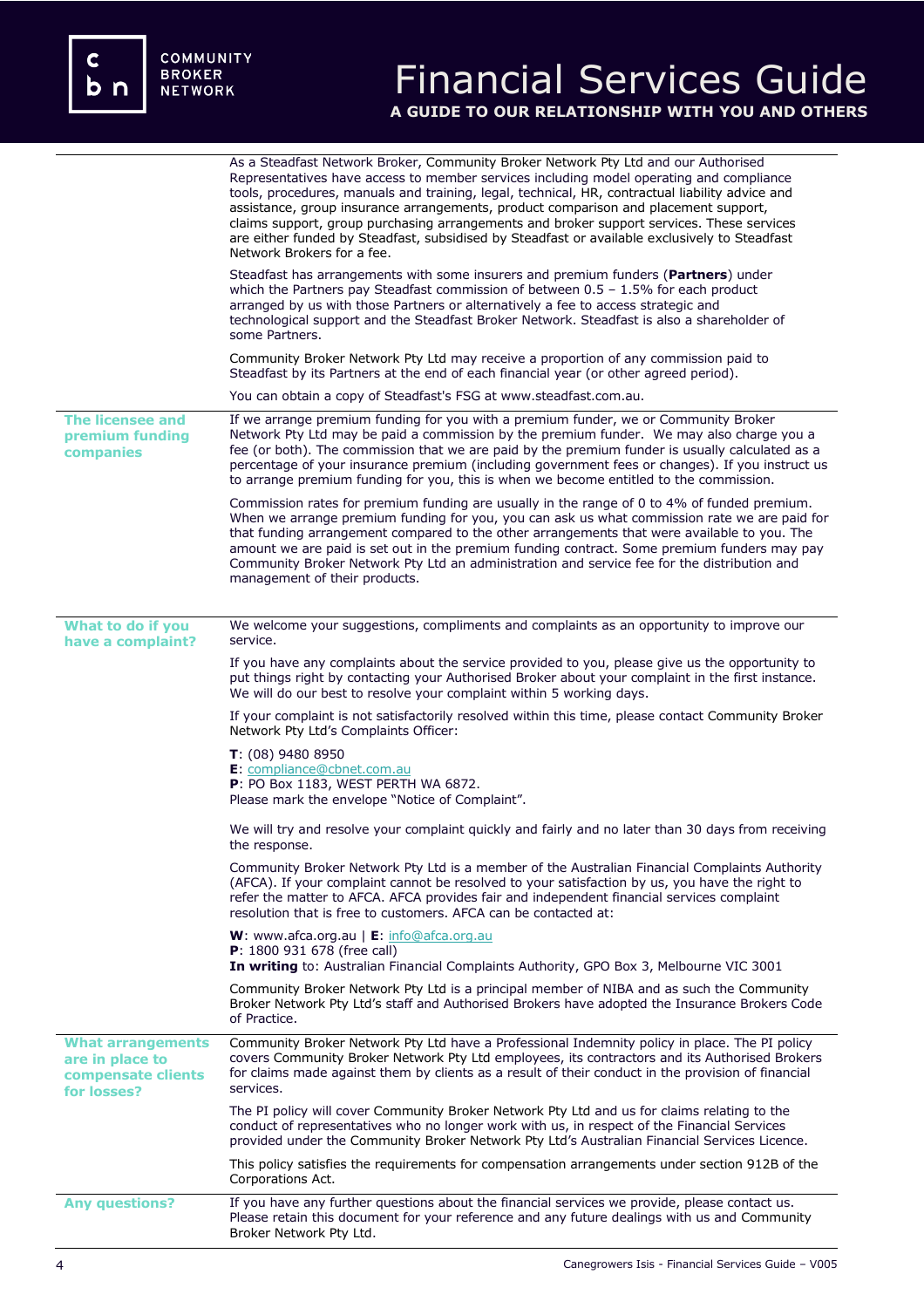As a Steadfast Network Broker, Community Broker Network Pty Ltd and our Authorised Representatives have access to member services including model operating and compliance tools, procedures, manuals and training, legal, technical, HR, contractual liability advice and assistance, group insurance arrangements, product comparison and placement support, claims support, group purchasing arrangements and broker support services. These services are either funded by Steadfast, subsidised by Steadfast or available exclusively to Steadfast Network Brokers for a fee.

Steadfast has arrangements with some insurers and premium funders (**Partners**) under which the Partners pay Steadfast commission of between 0.5 – 1.5% for each product arranged by us with those Partners or alternatively a fee to access strategic and technological support and the Steadfast Broker Network. Steadfast is also a shareholder of some Partners.

Community Broker Network Pty Ltd may receive a proportion of any commission paid to Steadfast by its Partners at the end of each financial year (or other agreed period).

You can obtain a copy of Steadfast's FSG at www.steadfast.com.au.

## The licensee and premium funding companies

If we arrange premium funding for you with a premium funder, we or Community Broker Network Pty Ltd may be paid a commission by the premium funder. We may also charge you a fee (or both). The commission that we are paid by the premium funder is usually calculated as a percentage of your insurance premium (including government fees or changes). If you instruct us to arrange premium funding for you, this is when we become entitled to the commission.

Commission rates for premium funding are usually in the range of 0 to 4% of funded premium. When we arrange premium funding for you, you can ask us what commission rate we are paid for that funding arrangement compared to the other arrangements that were available to you. The amount we are paid is set out in the premium funding contract. Some premium funders may pay Community Broker Network Pty Ltd an administration and service fee for the distribution and management of their products.

## What to do if you have a complaint?

We welcome your suggestions, compliments and complaints as an opportunity to improve our service.

If you have any complaints about the service provided to you, please give us the opportunity to put things right by contacting your Authorised Broker about your complaint in the first instance. We will do our best to resolve your complaint within 5 working days.

If your complaint is not satisfactorily resolved within this time, please contact Community Broker Network Pty Ltd's Complaints Officer:

**T**: (08) 9480 8950
**E**: compliance@cbnet.com.au
**P**: PO Box 1183, WEST PERTH WA 6872.
Please mark the envelope "Notice of Complaint".

We will try and resolve your complaint quickly and fairly and no later than 30 days from receiving the response.

Community Broker Network Pty Ltd is a member of the Australian Financial Complaints Authority (AFCA). If your complaint cannot be resolved to your satisfaction by us, you have the right to refer the matter to AFCA. AFCA provides fair and independent financial services complaint resolution that is free to customers. AFCA can be contacted at:

**W**: www.afca.org.au | **E**: info@afca.org.au
**P**: 1800 931 678 (free call)
**In writing** to: Australian Financial Complaints Authority, GPO Box 3, Melbourne VIC 3001

Community Broker Network Pty Ltd is a principal member of NIBA and as such the Community Broker Network Pty Ltd's staff and Authorised Brokers have adopted the Insurance Brokers Code of Practice.

## What arrangements are in place to compensate clients for losses?

Community Broker Network Pty Ltd have a Professional Indemnity policy in place. The PI policy covers Community Broker Network Pty Ltd employees, its contractors and its Authorised Brokers for claims made against them by clients as a result of their conduct in the provision of financial services.

The PI policy will cover Community Broker Network Pty Ltd and us for claims relating to the conduct of representatives who no longer work with us, in respect of the Financial Services provided under the Community Broker Network Pty Ltd's Australian Financial Services Licence.

This policy satisfies the requirements for compensation arrangements under section 912B of the Corporations Act.

## Any questions?

If you have any further questions about the financial services we provide, please contact us. Please retain this document for your reference and any future dealings with us and Community Broker Network Pty Ltd.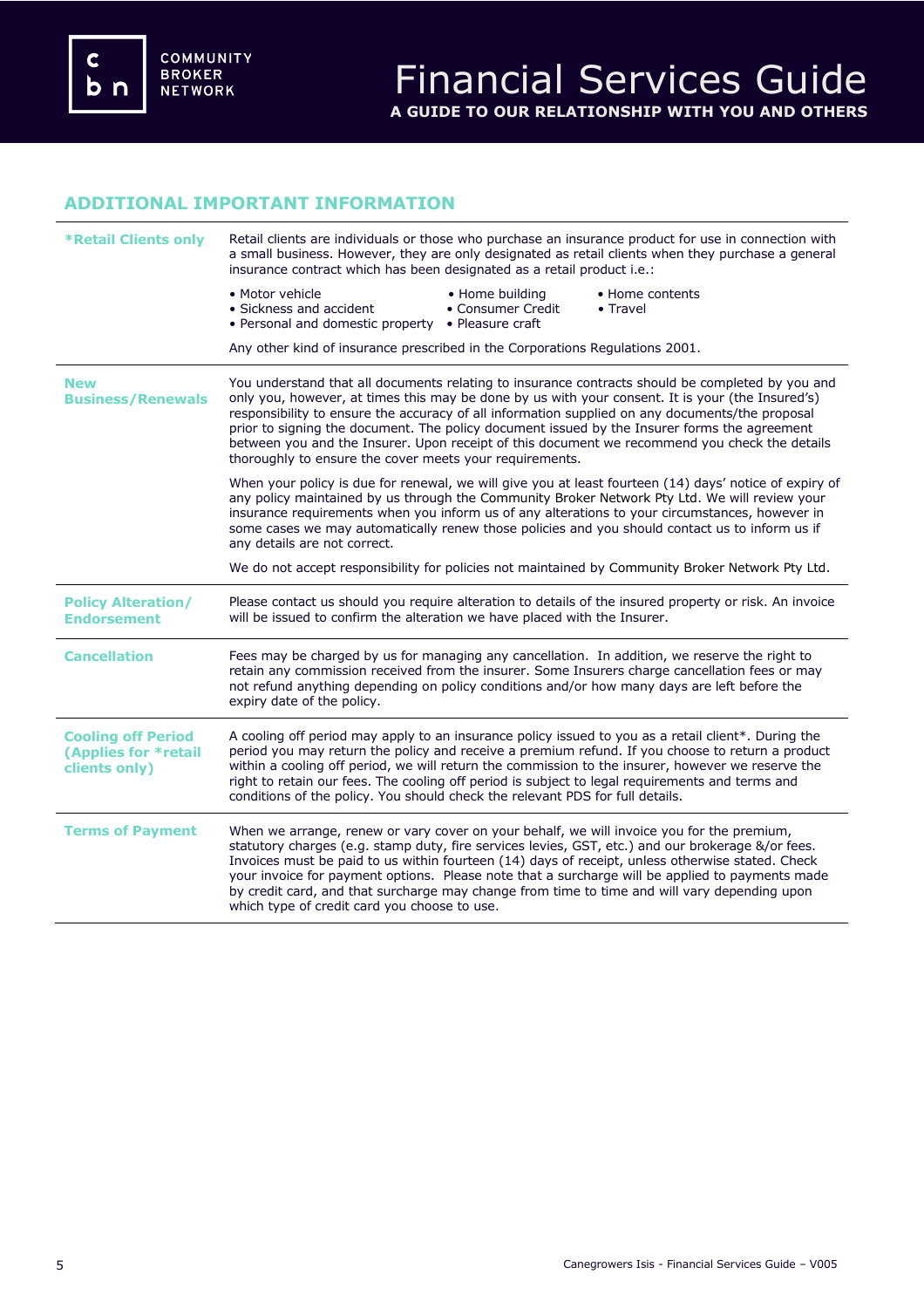# Financial Services Guide

**A GUIDE TO OUR RELATIONSHIP WITH YOU AND OTHERS**

## ADDITIONAL IMPORTANT INFORMATION

| | |
|---|---|
| **\*Retail Clients only** | Retail clients are individuals or those who purchase an insurance product for use in connection with a small business. However, they are only designated as retail clients when they purchase a general insurance contract which has been designated as a retail product i.e.:<br>• Motor vehicle • Home building • Home contents<br>• Sickness and accident • Consumer Credit • Travel<br>• Personal and domestic property • Pleasure craft<br>Any other kind of insurance prescribed in the Corporations Regulations 2001. |
| **New Business/Renewals** | You understand that all documents relating to insurance contracts should be completed by you and only you, however, at times this may be done by us with your consent. It is your (the Insured's) responsibility to ensure the accuracy of all information supplied on any documents/the proposal prior to signing the document. The policy document issued by the Insurer forms the agreement between you and the Insurer. Upon receipt of this document we recommend you check the details thoroughly to ensure the cover meets your requirements.<br>When your policy is due for renewal, we will give you at least fourteen (14) days' notice of expiry of any policy maintained by us through the Community Broker Network Pty Ltd. We will review your insurance requirements when you inform us of any alterations to your circumstances, however in some cases we may automatically renew those policies and you should contact us to inform us if any details are not correct.<br>We do not accept responsibility for policies not maintained by Community Broker Network Pty Ltd. |
| **Policy Alteration/ Endorsement** | Please contact us should you require alteration to details of the insured property or risk. An invoice will be issued to confirm the alteration we have placed with the Insurer. |
| **Cancellation** | Fees may be charged by us for managing any cancellation. In addition, we reserve the right to retain any commission received from the insurer. Some Insurers charge cancellation fees or may not refund anything depending on policy conditions and/or how many days are left before the expiry date of the policy. |
| **Cooling off Period (Applies for \*retail clients only)** | A cooling off period may apply to an insurance policy issued to you as a retail client\*. During the period you may return the policy and receive a premium refund. If you choose to return a product within a cooling off period, we will return the commission to the insurer, however we reserve the right to retain our fees. The cooling off period is subject to legal requirements and terms and conditions of the policy. You should check the relevant PDS for full details. |
| **Terms of Payment** | When we arrange, renew or vary cover on your behalf, we will invoice you for the premium, statutory charges (e.g. stamp duty, fire services levies, GST, etc.) and our brokerage &/or fees. Invoices must be paid to us within fourteen (14) days of receipt, unless otherwise stated. Check your invoice for payment options. Please note that a surcharge will be applied to payments made by credit card, and that surcharge may change from time to time and will vary depending upon which type of credit card you choose to use. |